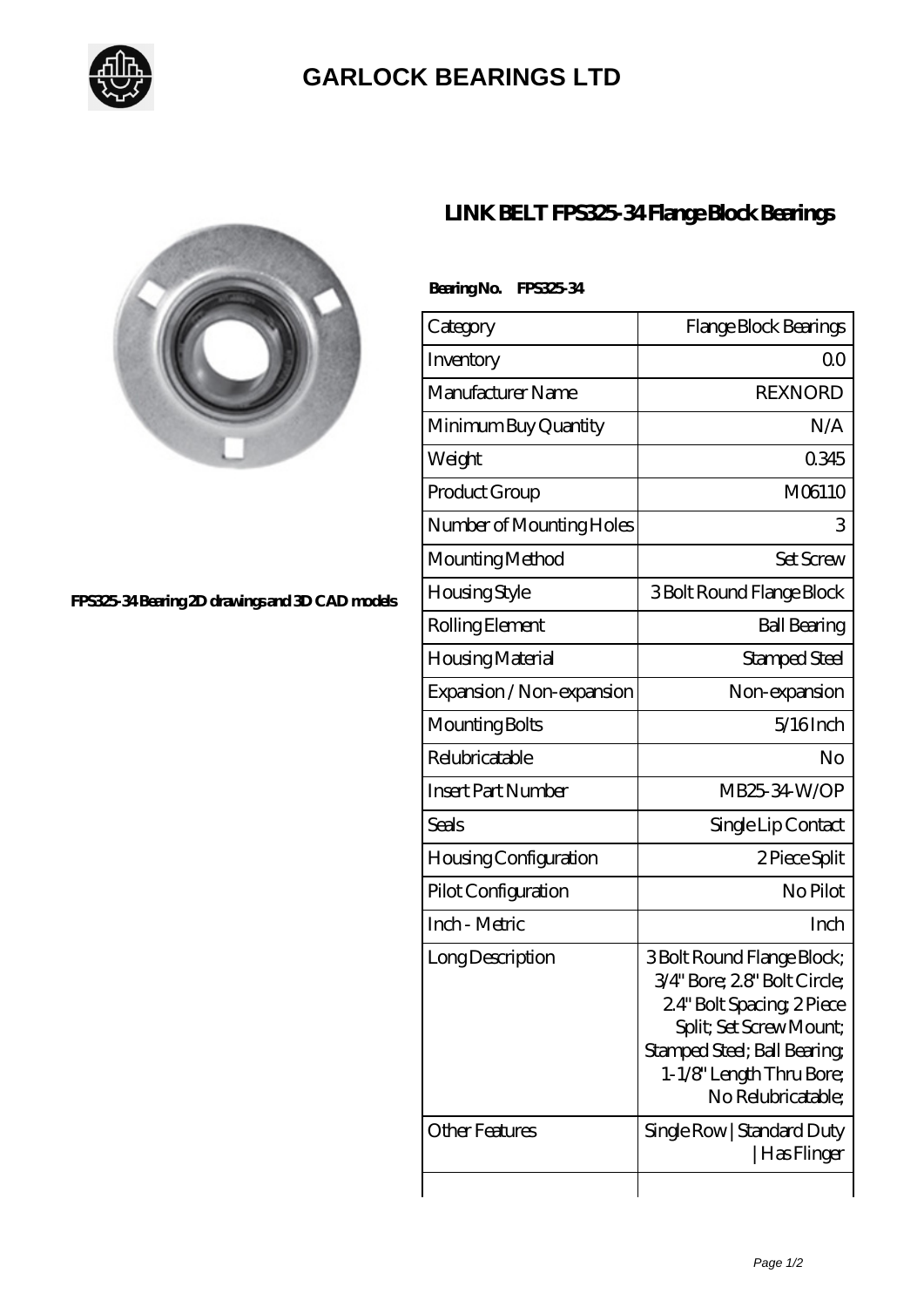# GARLOCK BEARINGS LTD

FPS325-34 Bearing 2D drawings and 3D CAD models

## LINK BELT FPS325-34 Flange Block Bearings

**Bearing No. FPS325-34**

| Category | Flange Block Bearings |
|---|---|
| Inventory | 0.0 |
| Manufacturer Name | REXNORD |
| Minimum Buy Quantity | N/A |
| Weight | 0.345 |
| Product Group | M06110 |
| Number of Mounting Holes | 3 |
| Mounting Method | Set Screw |
| Housing Style | 3 Bolt Round Flange Block |
| Rolling Element | Ball Bearing |
| Housing Material | Stamped Steel |
| Expansion / Non-expansion | Non-expansion |
| Mounting Bolts | 5/16 Inch |
| Relubricatable | No |
| Insert Part Number | MB25-34-W/OP |
| Seals | Single Lip Contact |
| Housing Configuration | 2 Piece Split |
| Pilot Configuration | No Pilot |
| Inch - Metric | Inch |
| Long Description | 3 Bolt Round Flange Block; 3/4" Bore; 2.8" Bolt Circle; 2.4" Bolt Spacing; 2 Piece Split; Set Screw Mount; Stamped Steel; Ball Bearing; 1-1/8" Length Thru Bore; No Relubricatable; |
| Other Features | Single Row \| Standard Duty \| Has Flinger |
| | |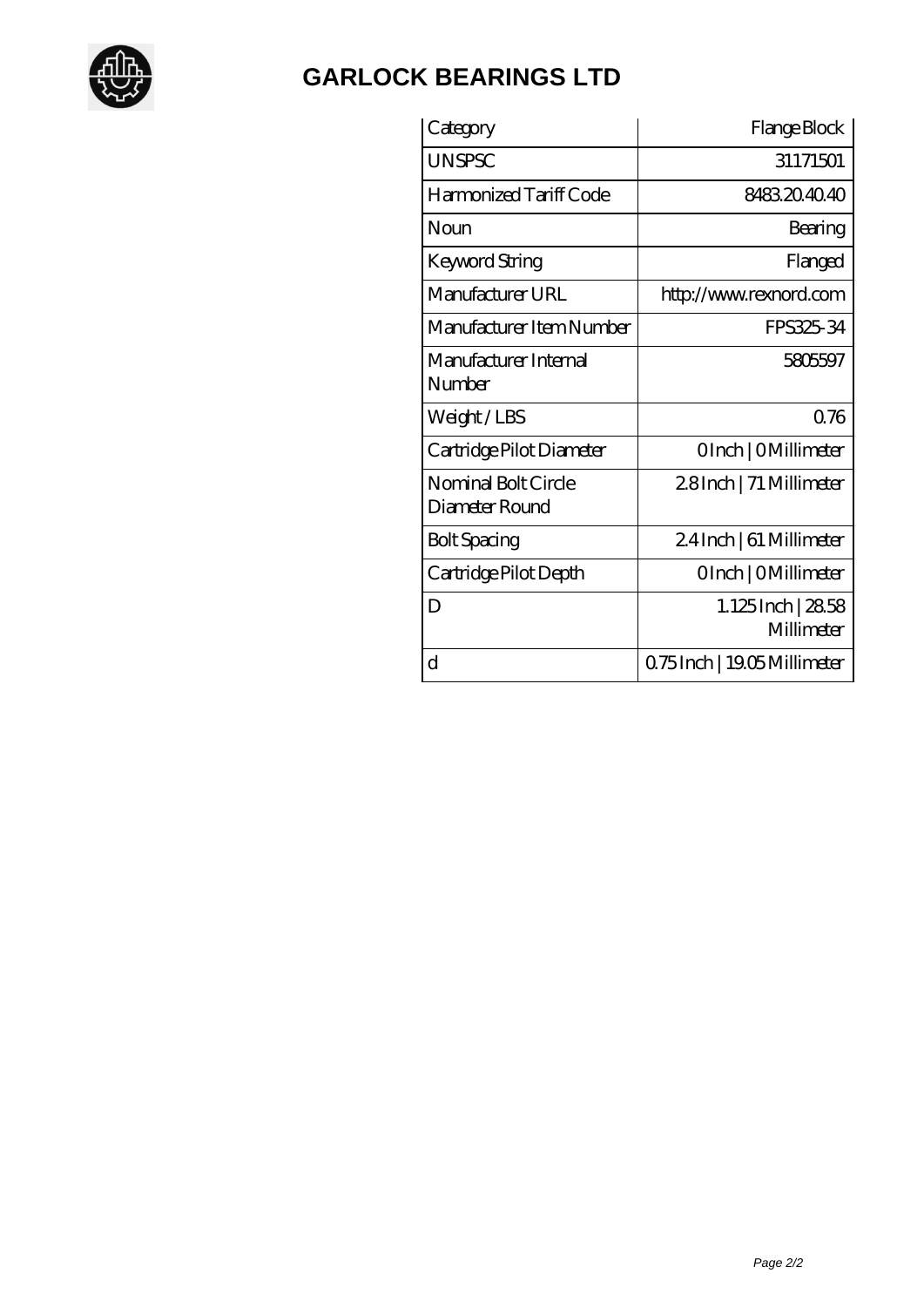# GARLOCK BEARINGS LTD

| | |
|---|---|
| Category | Flange Block |
| UNSPSC | 31171501 |
| Harmonized Tariff Code | 8483.20.40.40 |
| Noun | Bearing |
| Keyword String | Flanged |
| Manufacturer URL | http://www.rexnord.com |
| Manufacturer Item Number | FPS325-34 |
| Manufacturer Internal Number | 5805597 |
| Weight / LBS | 0.76 |
| Cartridge Pilot Diameter | 0 Inch \| 0 Millimeter |
| Nominal Bolt Circle Diameter Round | 2.8 Inch \| 71 Millimeter |
| Bolt Spacing | 2.4 Inch \| 61 Millimeter |
| Cartridge Pilot Depth | 0 Inch \| 0 Millimeter |
| D | 1.125 Inch \| 28.58 Millimeter |
| d | 0.75 Inch \| 19.05 Millimeter |